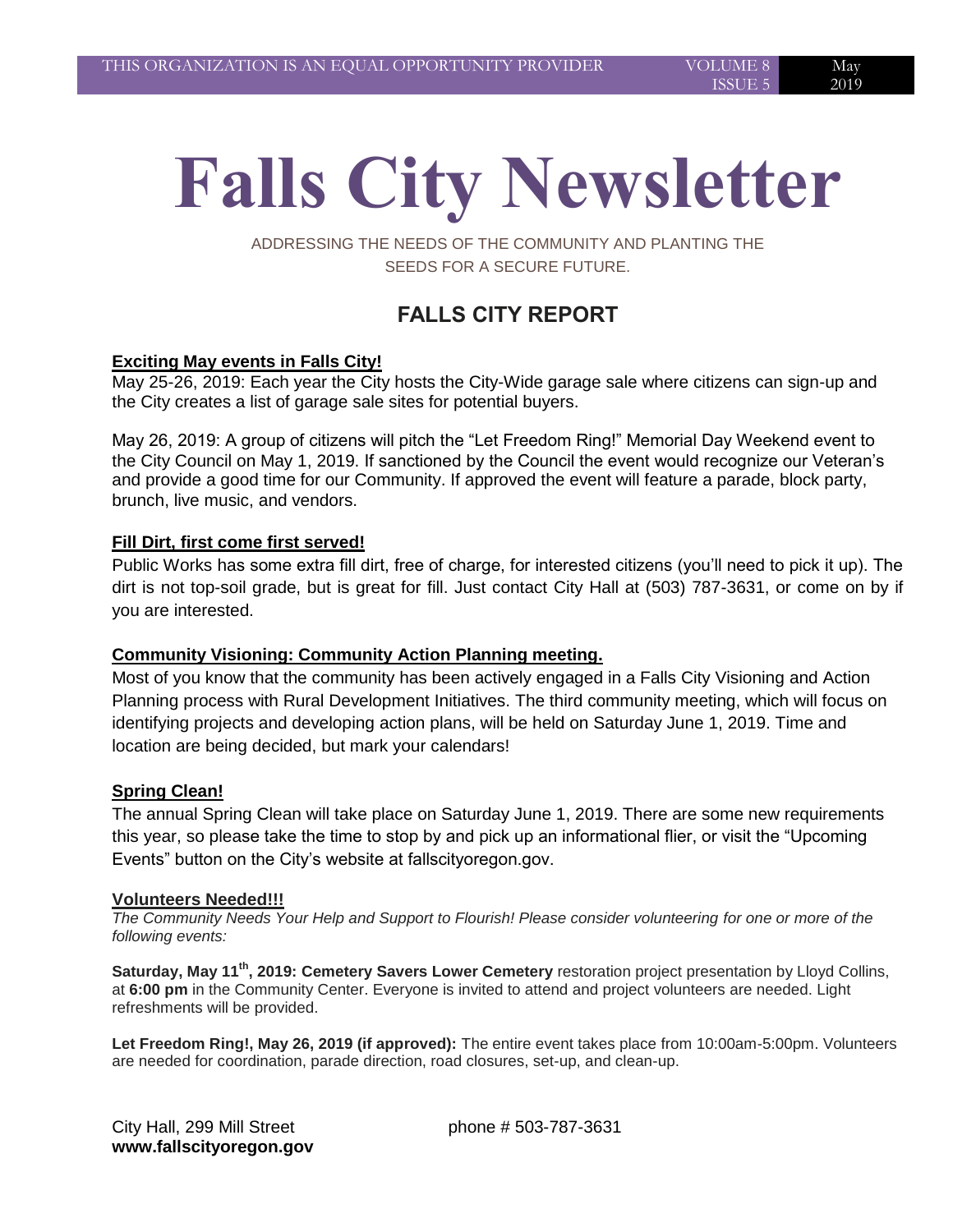# Falls City Newsletter

ADDRESSING THE NEEDS OF THE COMMUNITY AND PLANTING THE SEEDS FOR A SECURE FUTURE.

## FALLS CITY REPORT

### Exciting May events in Falls City!

May 25-26, 2019: Each year the City hosts the City-Wide garage sale where citizens can sign-up and the City creates a list of garage sale sites for potential buyers.

May 26, 2019: A group of citizens will pitch the "Let Freedom Ring!" Memorial Day Weekend event to the City Council on May 1, 2019. If sanctioned by the Council the event would recognize our Veteran's and provide a good time for our Community. If approved the event will feature a parade, block party, brunch, live music, and vendors.

### Fill Dirt, first come first served!

Public Works has some extra fill dirt, free of charge, for interested citizens (you'll need to pick it up). The dirt is not top-soil grade, but is great for fill. Just contact City Hall at (503) 787-3631, or come on by if you are interested.

### Community Visioning: Community Action Planning meeting.

Most of you know that the community has been actively engaged in a Falls City Visioning and Action Planning process with Rural Development Initiatives. The third community meeting, which will focus on identifying projects and developing action plans, will be held on Saturday June 1, 2019. Time and location are being decided, but mark your calendars!

### Spring Clean!

The annual Spring Clean will take place on Saturday June 1, 2019. There are some new requirements this year, so please take the time to stop by and pick up an informational flier, or visit the "Upcoming Events" button on the City's website at fallscityoregon.gov.

### Volunteers Needed!!!

*The Community Needs Your Help and Support to Flourish! Please consider volunteering for one or more of the following events:*

**Saturday, May 11th, 2019: Cemetery Savers Lower Cemetery** restoration project presentation by Lloyd Collins, at **6:00 pm** in the Community Center. Everyone is invited to attend and project volunteers are needed. Light refreshments will be provided.

**Let Freedom Ring!, May 26, 2019 (if approved):** The entire event takes place from 10:00am-5:00pm. Volunteers are needed for coordination, parade direction, road closures, set-up, and clean-up.

City Hall, 299 Mill Street phone # 503-787-3631
**www.fallscityoregon.gov**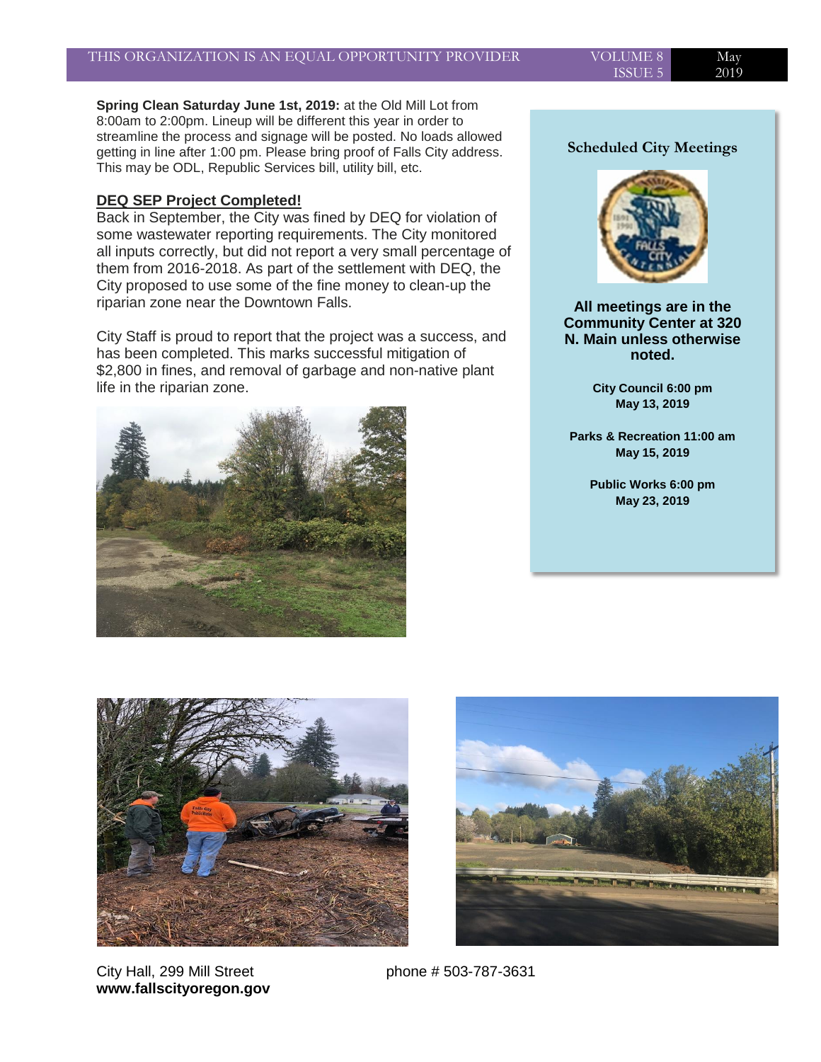**Spring Clean Saturday June 1st, 2019:** at the Old Mill Lot from 8:00am to 2:00pm. Lineup will be different this year in order to streamline the process and signage will be posted. No loads allowed getting in line after 1:00 pm. Please bring proof of Falls City address. This may be ODL, Republic Services bill, utility bill, etc.

## DEQ SEP Project Completed!

Back in September, the City was fined by DEQ for violation of some wastewater reporting requirements. The City monitored all inputs correctly, but did not report a very small percentage of them from 2016-2018. As part of the settlement with DEQ, the City proposed to use some of the fine money to clean-up the riparian zone near the Downtown Falls.

City Staff is proud to report that the project was a success, and has been completed. This marks successful mitigation of $2,800 in fines, and removal of garbage and non-native plant life in the riparian zone.

## Scheduled City Meetings

**All meetings are in the Community Center at 320 N. Main unless otherwise noted.**

**City Council 6:00 pm**
**May 13, 2019**

**Parks & Recreation 11:00 am**
**May 15, 2019**

**Public Works 6:00 pm**
**May 23, 2019**

City Hall, 299 Mill Street
**www.fallscityoregon.gov**

phone # 503-787-3631